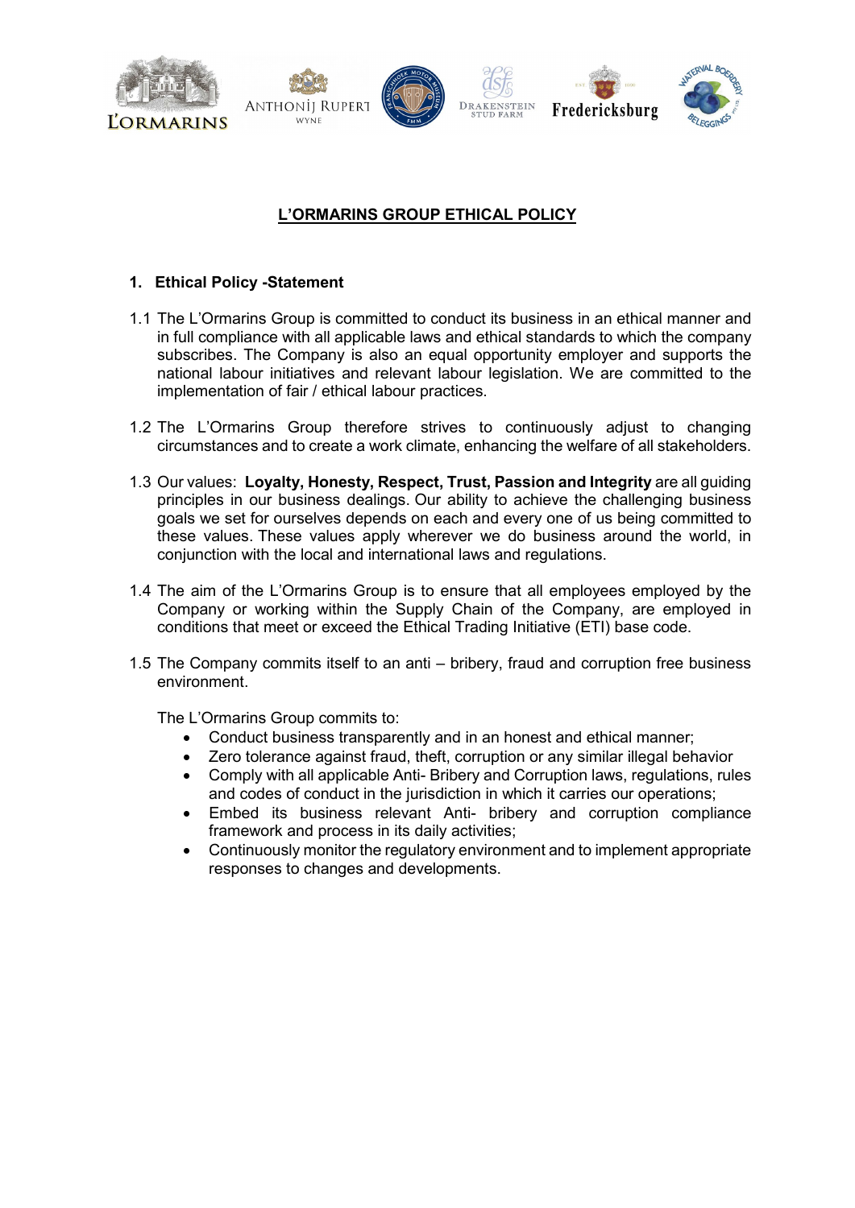# L'ORMARINS GROUP ETHICAL POLICY

## 1. Ethical Policy -Statement

1.1 The L'Ormarins Group is committed to conduct its business in an ethical manner and in full compliance with all applicable laws and ethical standards to which the company subscribes. The Company is also an equal opportunity employer and supports the national labour initiatives and relevant labour legislation. We are committed to the implementation of fair / ethical labour practices.

1.2 The L'Ormarins Group therefore strives to continuously adjust to changing circumstances and to create a work climate, enhancing the welfare of all stakeholders.

1.3 Our values: **Loyalty, Honesty, Respect, Trust, Passion and Integrity** are all guiding principles in our business dealings. Our ability to achieve the challenging business goals we set for ourselves depends on each and every one of us being committed to these values. These values apply wherever we do business around the world, in conjunction with the local and international laws and regulations.

1.4 The aim of the L'Ormarins Group is to ensure that all employees employed by the Company or working within the Supply Chain of the Company, are employed in conditions that meet or exceed the Ethical Trading Initiative (ETI) base code.

1.5 The Company commits itself to an anti – bribery, fraud and corruption free business environment.

The L'Ormarins Group commits to:

- Conduct business transparently and in an honest and ethical manner;
- Zero tolerance against fraud, theft, corruption or any similar illegal behavior
- Comply with all applicable Anti- Bribery and Corruption laws, regulations, rules and codes of conduct in the jurisdiction in which it carries our operations;
- Embed its business relevant Anti- bribery and corruption compliance framework and process in its daily activities;
- Continuously monitor the regulatory environment and to implement appropriate responses to changes and developments.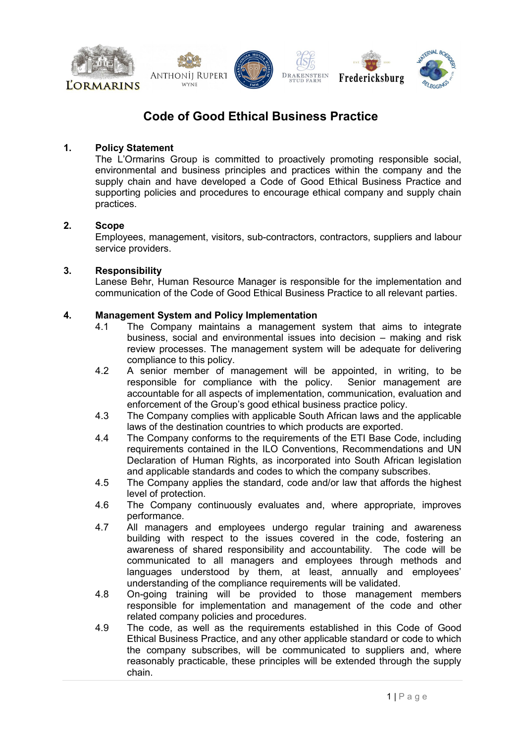# Code of Good Ethical Business Practice

## 1. Policy Statement

The L'Ormarins Group is committed to proactively promoting responsible social, environmental and business principles and practices within the company and the supply chain and have developed a Code of Good Ethical Business Practice and supporting policies and procedures to encourage ethical company and supply chain practices.

## 2. Scope

Employees, management, visitors, sub-contractors, contractors, suppliers and labour service providers.

## 3. Responsibility

Lanese Behr, Human Resource Manager is responsible for the implementation and communication of the Code of Good Ethical Business Practice to all relevant parties.

## 4. Management System and Policy Implementation

4.1 The Company maintains a management system that aims to integrate business, social and environmental issues into decision – making and risk review processes. The management system will be adequate for delivering compliance to this policy.

4.2 A senior member of management will be appointed, in writing, to be responsible for compliance with the policy. Senior management are accountable for all aspects of implementation, communication, evaluation and enforcement of the Group's good ethical business practice policy.

4.3 The Company complies with applicable South African laws and the applicable laws of the destination countries to which products are exported.

4.4 The Company conforms to the requirements of the ETI Base Code, including requirements contained in the ILO Conventions, Recommendations and UN Declaration of Human Rights, as incorporated into South African legislation and applicable standards and codes to which the company subscribes.

4.5 The Company applies the standard, code and/or law that affords the highest level of protection.

4.6 The Company continuously evaluates and, where appropriate, improves performance.

4.7 All managers and employees undergo regular training and awareness building with respect to the issues covered in the code, fostering an awareness of shared responsibility and accountability. The code will be communicated to all managers and employees through methods and languages understood by them, at least, annually and employees' understanding of the compliance requirements will be validated.

4.8 On-going training will be provided to those management members responsible for implementation and management of the code and other related company policies and procedures.

4.9 The code, as well as the requirements established in this Code of Good Ethical Business Practice, and any other applicable standard or code to which the company subscribes, will be communicated to suppliers and, where reasonably practicable, these principles will be extended through the supply chain.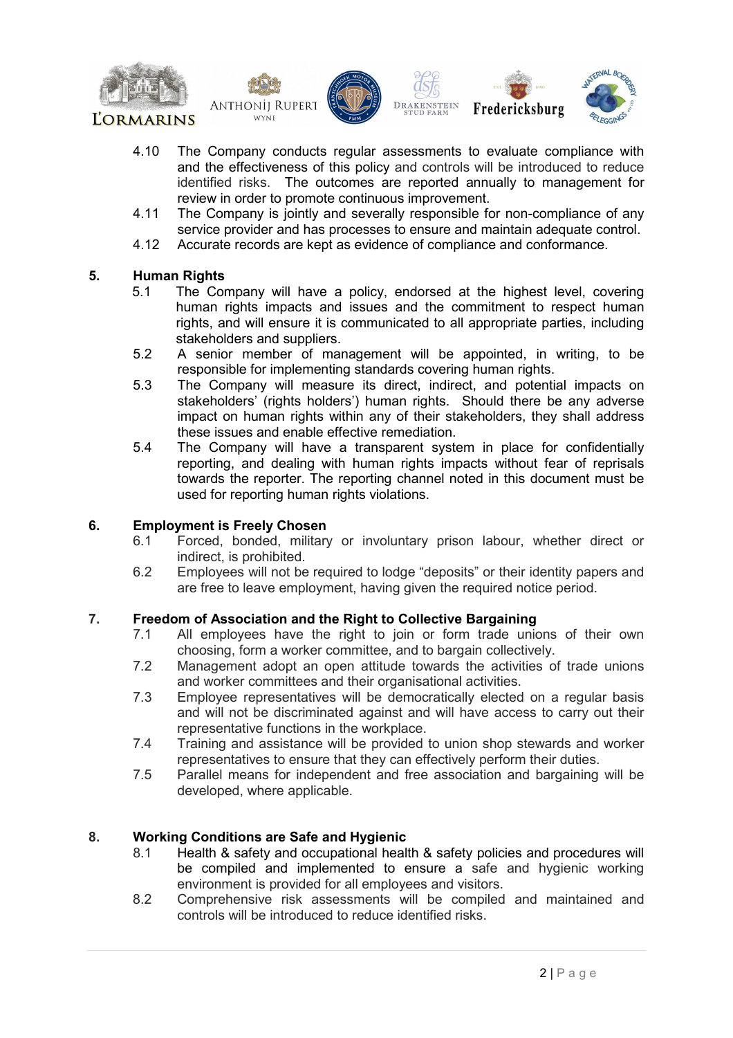4.10 The Company conducts regular assessments to evaluate compliance with and the effectiveness of this policy and controls will be introduced to reduce identified risks. The outcomes are reported annually to management for review in order to promote continuous improvement.

4.11 The Company is jointly and severally responsible for non-compliance of any service provider and has processes to ensure and maintain adequate control.

4.12 Accurate records are kept as evidence of compliance and conformance.

## 5. Human Rights

5.1 The Company will have a policy, endorsed at the highest level, covering human rights impacts and issues and the commitment to respect human rights, and will ensure it is communicated to all appropriate parties, including stakeholders and suppliers.

5.2 A senior member of management will be appointed, in writing, to be responsible for implementing standards covering human rights.

5.3 The Company will measure its direct, indirect, and potential impacts on stakeholders' (rights holders') human rights. Should there be any adverse impact on human rights within any of their stakeholders, they shall address these issues and enable effective remediation.

5.4 The Company will have a transparent system in place for confidentially reporting, and dealing with human rights impacts without fear of reprisals towards the reporter. The reporting channel noted in this document must be used for reporting human rights violations.

## 6. Employment is Freely Chosen

6.1 Forced, bonded, military or involuntary prison labour, whether direct or indirect, is prohibited.

6.2 Employees will not be required to lodge "deposits" or their identity papers and are free to leave employment, having given the required notice period.

## 7. Freedom of Association and the Right to Collective Bargaining

7.1 All employees have the right to join or form trade unions of their own choosing, form a worker committee, and to bargain collectively.

7.2 Management adopt an open attitude towards the activities of trade unions and worker committees and their organisational activities.

7.3 Employee representatives will be democratically elected on a regular basis and will not be discriminated against and will have access to carry out their representative functions in the workplace.

7.4 Training and assistance will be provided to union shop stewards and worker representatives to ensure that they can effectively perform their duties.

7.5 Parallel means for independent and free association and bargaining will be developed, where applicable.

## 8. Working Conditions are Safe and Hygienic

8.1 Health & safety and occupational health & safety policies and procedures will be compiled and implemented to ensure a safe and hygienic working environment is provided for all employees and visitors.

8.2 Comprehensive risk assessments will be compiled and maintained and controls will be introduced to reduce identified risks.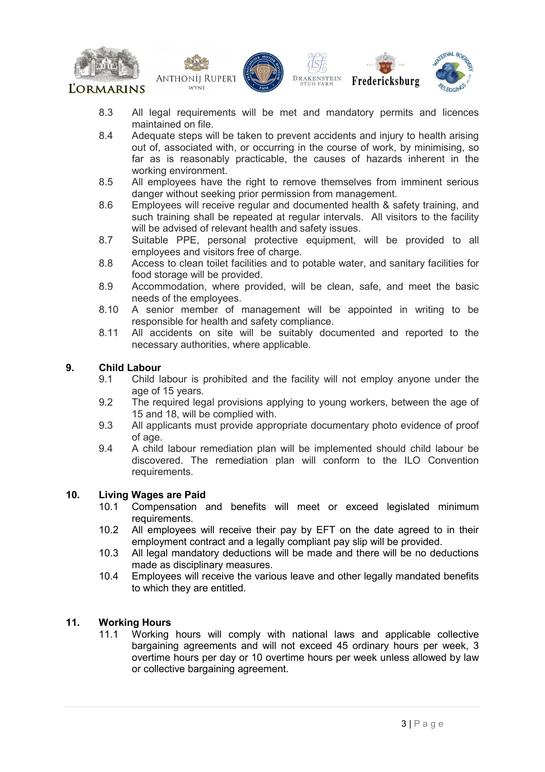8.3 All legal requirements will be met and mandatory permits and licences maintained on file.

8.4 Adequate steps will be taken to prevent accidents and injury to health arising out of, associated with, or occurring in the course of work, by minimising, so far as is reasonably practicable, the causes of hazards inherent in the working environment.

8.5 All employees have the right to remove themselves from imminent serious danger without seeking prior permission from management.

8.6 Employees will receive regular and documented health & safety training, and such training shall be repeated at regular intervals. All visitors to the facility will be advised of relevant health and safety issues.

8.7 Suitable PPE, personal protective equipment, will be provided to all employees and visitors free of charge.

8.8 Access to clean toilet facilities and to potable water, and sanitary facilities for food storage will be provided.

8.9 Accommodation, where provided, will be clean, safe, and meet the basic needs of the employees.

8.10 A senior member of management will be appointed in writing to be responsible for health and safety compliance.

8.11 All accidents on site will be suitably documented and reported to the necessary authorities, where applicable.

## 9. Child Labour

9.1 Child labour is prohibited and the facility will not employ anyone under the age of 15 years.

9.2 The required legal provisions applying to young workers, between the age of 15 and 18, will be complied with.

9.3 All applicants must provide appropriate documentary photo evidence of proof of age.

9.4 A child labour remediation plan will be implemented should child labour be discovered. The remediation plan will conform to the ILO Convention requirements.

## 10. Living Wages are Paid

10.1 Compensation and benefits will meet or exceed legislated minimum requirements.

10.2 All employees will receive their pay by EFT on the date agreed to in their employment contract and a legally compliant pay slip will be provided.

10.3 All legal mandatory deductions will be made and there will be no deductions made as disciplinary measures.

10.4 Employees will receive the various leave and other legally mandated benefits to which they are entitled.

## 11. Working Hours

11.1 Working hours will comply with national laws and applicable collective bargaining agreements and will not exceed 45 ordinary hours per week, 3 overtime hours per day or 10 overtime hours per week unless allowed by law or collective bargaining agreement.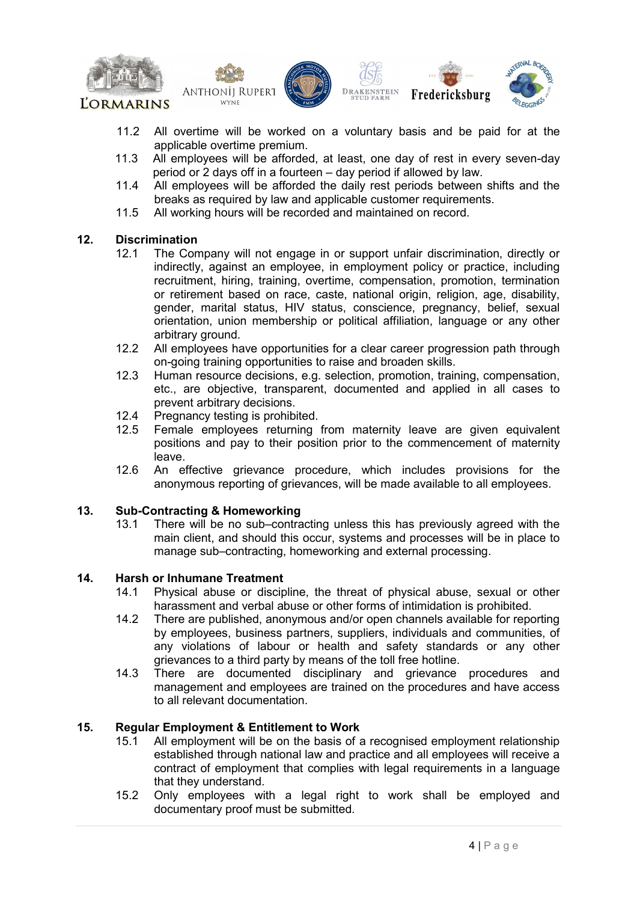11.2 All overtime will be worked on a voluntary basis and be paid for at the applicable overtime premium.

11.3 All employees will be afforded, at least, one day of rest in every seven-day period or 2 days off in a fourteen – day period if allowed by law.

11.4 All employees will be afforded the daily rest periods between shifts and the breaks as required by law and applicable customer requirements.

11.5 All working hours will be recorded and maintained on record.

## 12. Discrimination

12.1 The Company will not engage in or support unfair discrimination, directly or indirectly, against an employee, in employment policy or practice, including recruitment, hiring, training, overtime, compensation, promotion, termination or retirement based on race, caste, national origin, religion, age, disability, gender, marital status, HIV status, conscience, pregnancy, belief, sexual orientation, union membership or political affiliation, language or any other arbitrary ground.

12.2 All employees have opportunities for a clear career progression path through on-going training opportunities to raise and broaden skills.

12.3 Human resource decisions, e.g. selection, promotion, training, compensation, etc., are objective, transparent, documented and applied in all cases to prevent arbitrary decisions.

12.4 Pregnancy testing is prohibited.

12.5 Female employees returning from maternity leave are given equivalent positions and pay to their position prior to the commencement of maternity leave.

12.6 An effective grievance procedure, which includes provisions for the anonymous reporting of grievances, will be made available to all employees.

## 13. Sub-Contracting & Homeworking

13.1 There will be no sub–contracting unless this has previously agreed with the main client, and should this occur, systems and processes will be in place to manage sub–contracting, homeworking and external processing.

## 14. Harsh or Inhumane Treatment

14.1 Physical abuse or discipline, the threat of physical abuse, sexual or other harassment and verbal abuse or other forms of intimidation is prohibited.

14.2 There are published, anonymous and/or open channels available for reporting by employees, business partners, suppliers, individuals and communities, of any violations of labour or health and safety standards or any other grievances to a third party by means of the toll free hotline.

14.3 There are documented disciplinary and grievance procedures and management and employees are trained on the procedures and have access to all relevant documentation.

## 15. Regular Employment & Entitlement to Work

15.1 All employment will be on the basis of a recognised employment relationship established through national law and practice and all employees will receive a contract of employment that complies with legal requirements in a language that they understand.

15.2 Only employees with a legal right to work shall be employed and documentary proof must be submitted.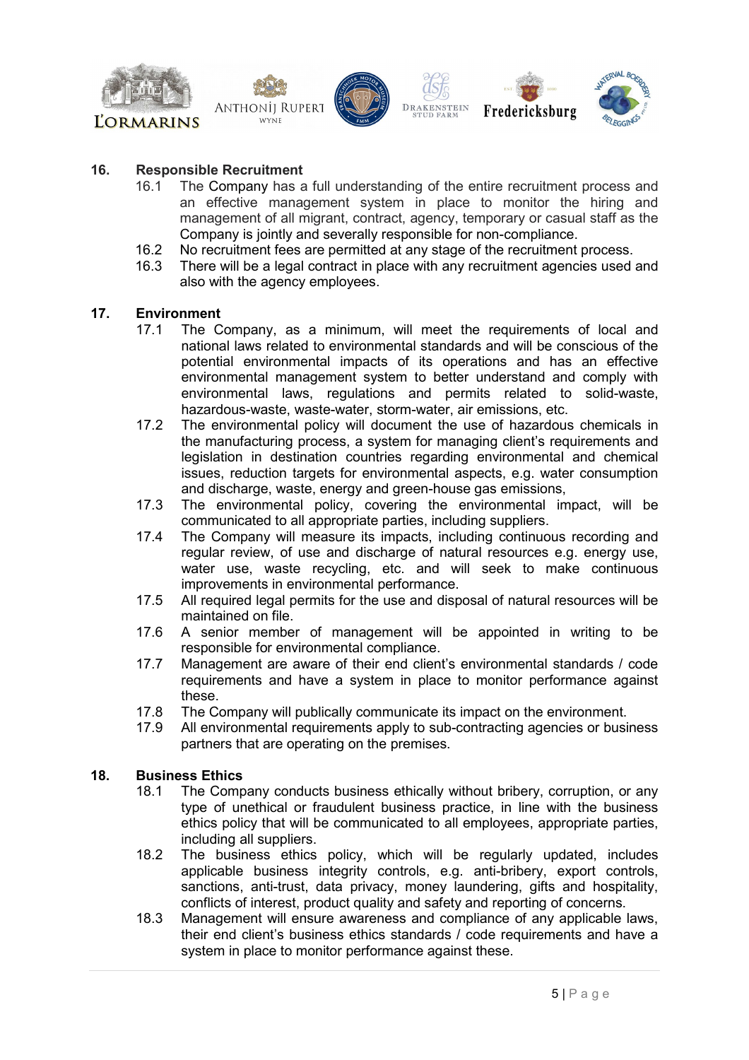## 16. Responsible Recruitment

16.1 The Company has a full understanding of the entire recruitment process and an effective management system in place to monitor the hiring and management of all migrant, contract, agency, temporary or casual staff as the Company is jointly and severally responsible for non-compliance.

16.2 No recruitment fees are permitted at any stage of the recruitment process.

16.3 There will be a legal contract in place with any recruitment agencies used and also with the agency employees.

## 17. Environment

17.1 The Company, as a minimum, will meet the requirements of local and national laws related to environmental standards and will be conscious of the potential environmental impacts of its operations and has an effective environmental management system to better understand and comply with environmental laws, regulations and permits related to solid-waste, hazardous-waste, waste-water, storm-water, air emissions, etc.

17.2 The environmental policy will document the use of hazardous chemicals in the manufacturing process, a system for managing client's requirements and legislation in destination countries regarding environmental and chemical issues, reduction targets for environmental aspects, e.g. water consumption and discharge, waste, energy and green-house gas emissions,

17.3 The environmental policy, covering the environmental impact, will be communicated to all appropriate parties, including suppliers.

17.4 The Company will measure its impacts, including continuous recording and regular review, of use and discharge of natural resources e.g. energy use, water use, waste recycling, etc. and will seek to make continuous improvements in environmental performance.

17.5 All required legal permits for the use and disposal of natural resources will be maintained on file.

17.6 A senior member of management will be appointed in writing to be responsible for environmental compliance.

17.7 Management are aware of their end client's environmental standards / code requirements and have a system in place to monitor performance against these.

17.8 The Company will publically communicate its impact on the environment.

17.9 All environmental requirements apply to sub-contracting agencies or business partners that are operating on the premises.

## 18. Business Ethics

18.1 The Company conducts business ethically without bribery, corruption, or any type of unethical or fraudulent business practice, in line with the business ethics policy that will be communicated to all employees, appropriate parties, including all suppliers.

18.2 The business ethics policy, which will be regularly updated, includes applicable business integrity controls, e.g. anti-bribery, export controls, sanctions, anti-trust, data privacy, money laundering, gifts and hospitality, conflicts of interest, product quality and safety and reporting of concerns.

18.3 Management will ensure awareness and compliance of any applicable laws, their end client's business ethics standards / code requirements and have a system in place to monitor performance against these.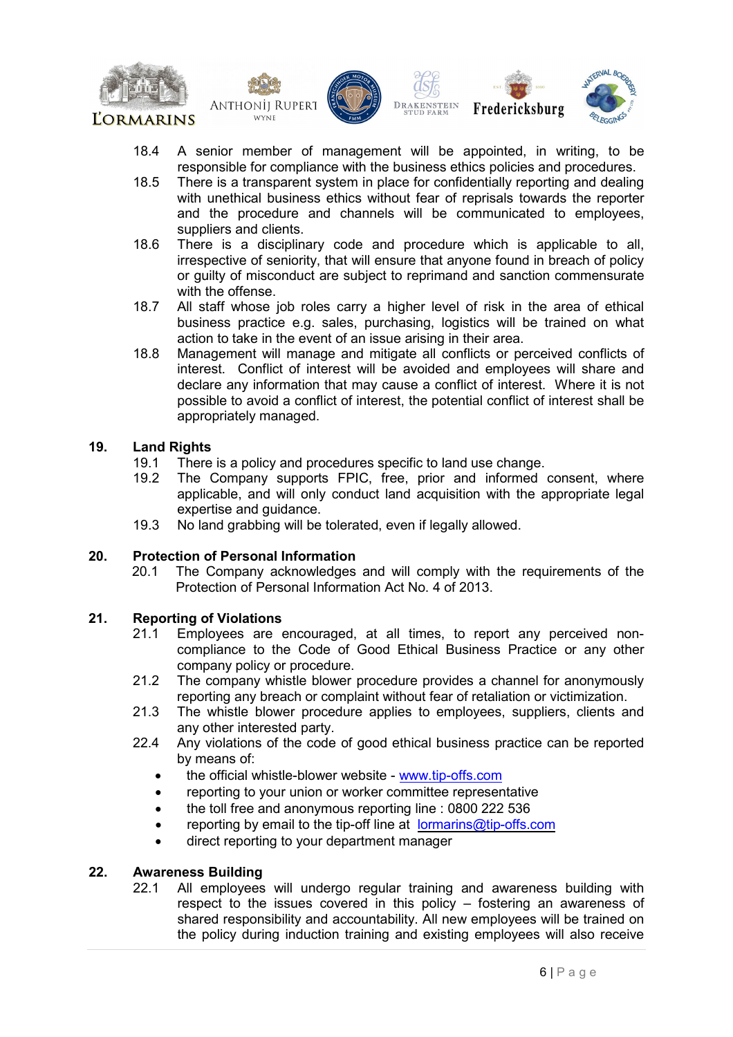18.4 A senior member of management will be appointed, in writing, to be responsible for compliance with the business ethics policies and procedures.

18.5 There is a transparent system in place for confidentially reporting and dealing with unethical business ethics without fear of reprisals towards the reporter and the procedure and channels will be communicated to employees, suppliers and clients.

18.6 There is a disciplinary code and procedure which is applicable to all, irrespective of seniority, that will ensure that anyone found in breach of policy or guilty of misconduct are subject to reprimand and sanction commensurate with the offense.

18.7 All staff whose job roles carry a higher level of risk in the area of ethical business practice e.g. sales, purchasing, logistics will be trained on what action to take in the event of an issue arising in their area.

18.8 Management will manage and mitigate all conflicts or perceived conflicts of interest. Conflict of interest will be avoided and employees will share and declare any information that may cause a conflict of interest. Where it is not possible to avoid a conflict of interest, the potential conflict of interest shall be appropriately managed.

## 19. Land Rights

19.1 There is a policy and procedures specific to land use change.

19.2 The Company supports FPIC, free, prior and informed consent, where applicable, and will only conduct land acquisition with the appropriate legal expertise and guidance.

19.3 No land grabbing will be tolerated, even if legally allowed.

## 20. Protection of Personal Information

20.1 The Company acknowledges and will comply with the requirements of the Protection of Personal Information Act No. 4 of 2013.

## 21. Reporting of Violations

21.1 Employees are encouraged, at all times, to report any perceived non-compliance to the Code of Good Ethical Business Practice or any other company policy or procedure.

21.2 The company whistle blower procedure provides a channel for anonymously reporting any breach or complaint without fear of retaliation or victimization.

21.3 The whistle blower procedure applies to employees, suppliers, clients and any other interested party.

22.4 Any violations of the code of good ethical business practice can be reported by means of:

- the official whistle-blower website - www.tip-offs.com
- reporting to your union or worker committee representative
- the toll free and anonymous reporting line : 0800 222 536
- reporting by email to the tip-off line at lormarins@tip-offs.com
- direct reporting to your department manager

## 22. Awareness Building

22.1 All employees will undergo regular training and awareness building with respect to the issues covered in this policy – fostering an awareness of shared responsibility and accountability. All new employees will be trained on the policy during induction training and existing employees will also receive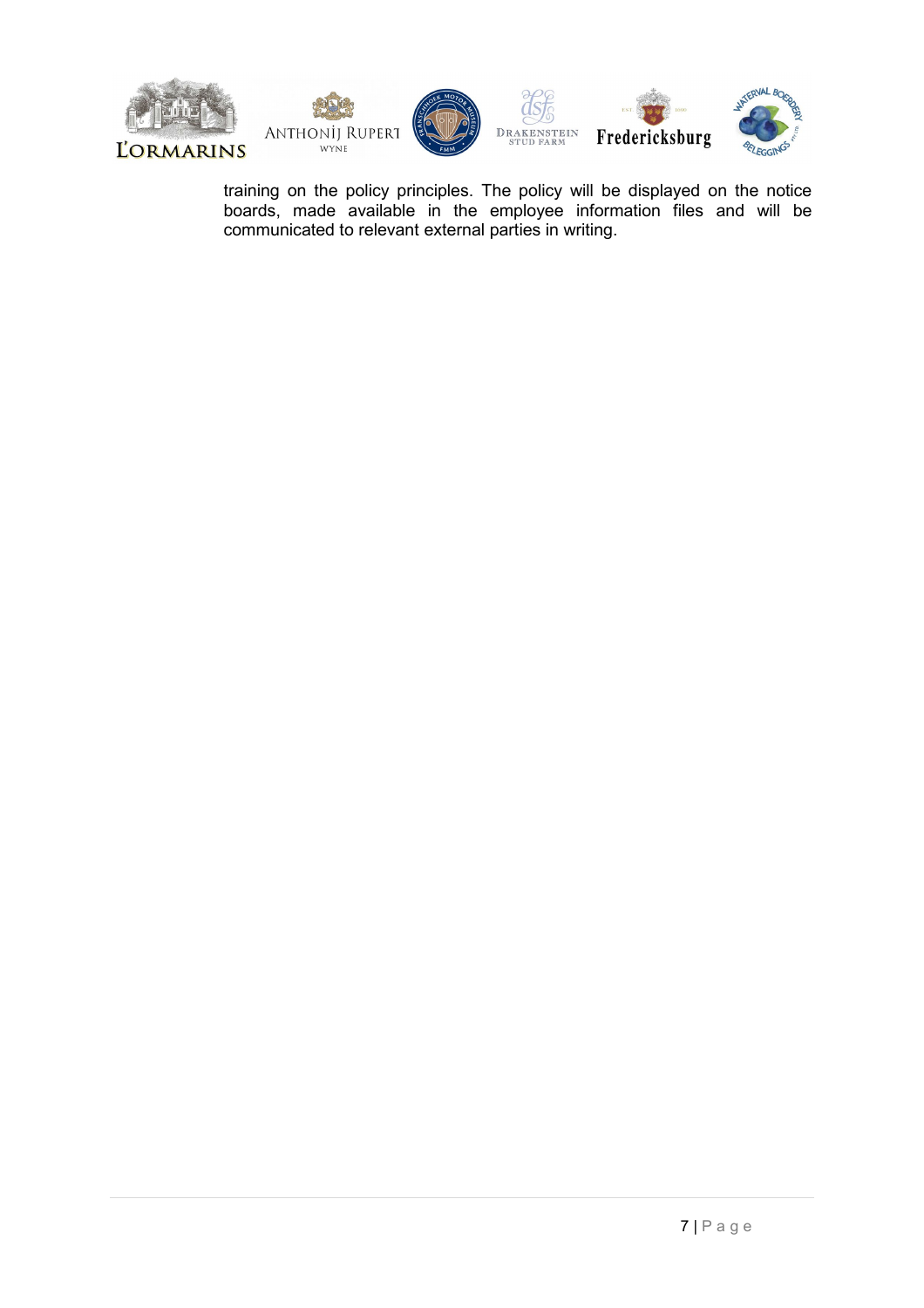training on the policy principles. The policy will be displayed on the notice boards, made available in the employee information files and will be communicated to relevant external parties in writing.